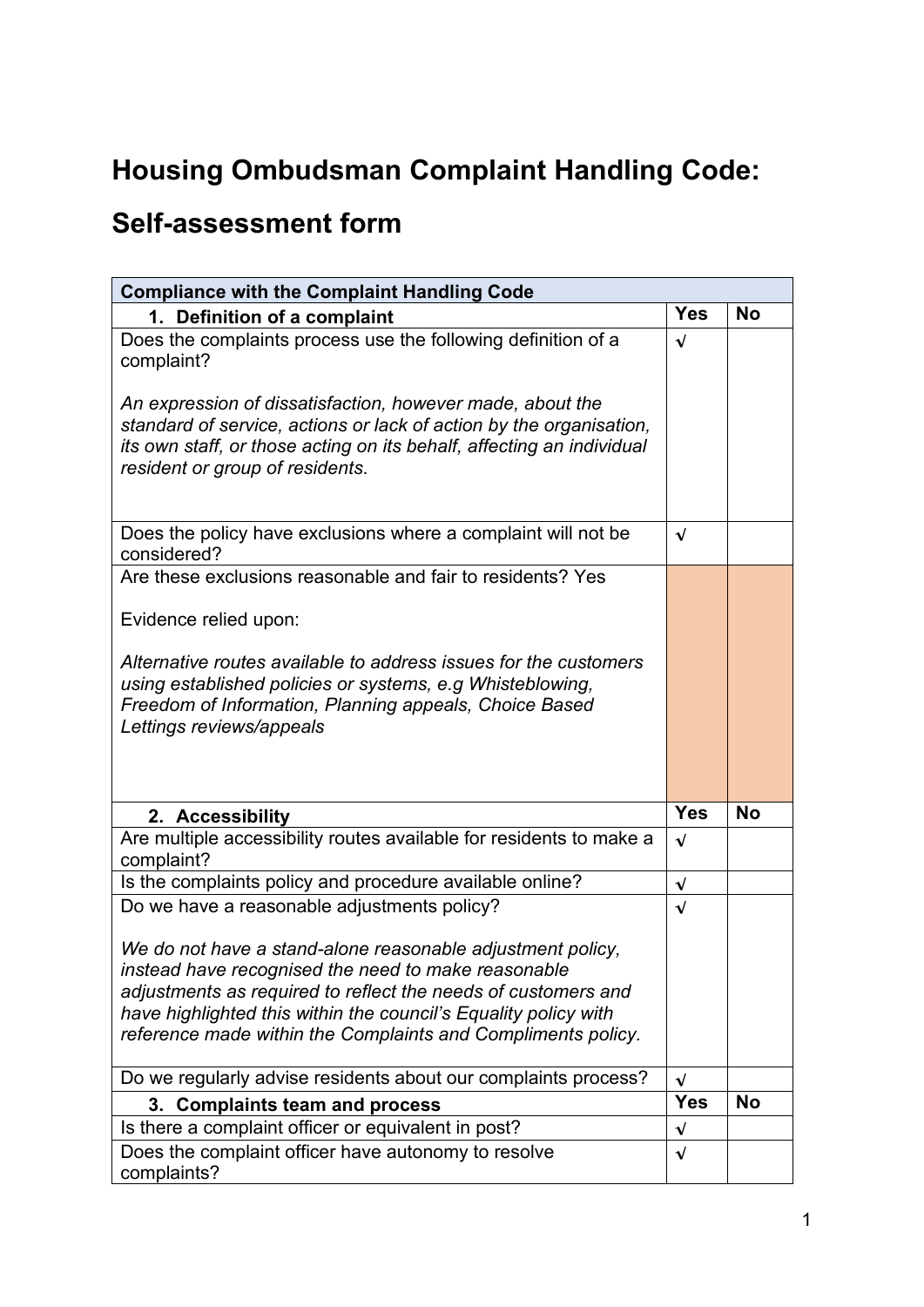# Housing Ombudsman Complaint Handling Code:

## Self-assessment form

| Compliance with the Complaint Handling Code | | |
|---|---|---|
| **1. Definition of a complaint** | **Yes** | **No** |
| Does the complaints process use the following definition of a complaint?<br><br>*An expression of dissatisfaction, however made, about the standard of service, actions or lack of action by the organisation, its own staff, or those acting on its behalf, affecting an individual resident or group of residents.* | √ | |
| Does the policy have exclusions where a complaint will not be considered? | √ | |
| Are these exclusions reasonable and fair to residents? Yes<br><br>Evidence relied upon:<br><br>*Alternative routes available to address issues for the customers using established policies or systems, e.g Whisteblowing, Freedom of Information, Planning appeals, Choice Based Lettings reviews/appeals* | | |
| **2. Accessibility** | **Yes** | **No** |
| Are multiple accessibility routes available for residents to make a complaint? | √ | |
| Is the complaints policy and procedure available online? | √ | |
| Do we have a reasonable adjustments policy?<br><br>*We do not have a stand-alone reasonable adjustment policy, instead have recognised the need to make reasonable adjustments as required to reflect the needs of customers and have highlighted this within the council's Equality policy with reference made within the Complaints and Compliments policy.* | √ | |
| Do we regularly advise residents about our complaints process? | √ | |
| **3. Complaints team and process** | **Yes** | **No** |
| Is there a complaint officer or equivalent in post? | √ | |
| Does the complaint officer have autonomy to resolve complaints? | √ | |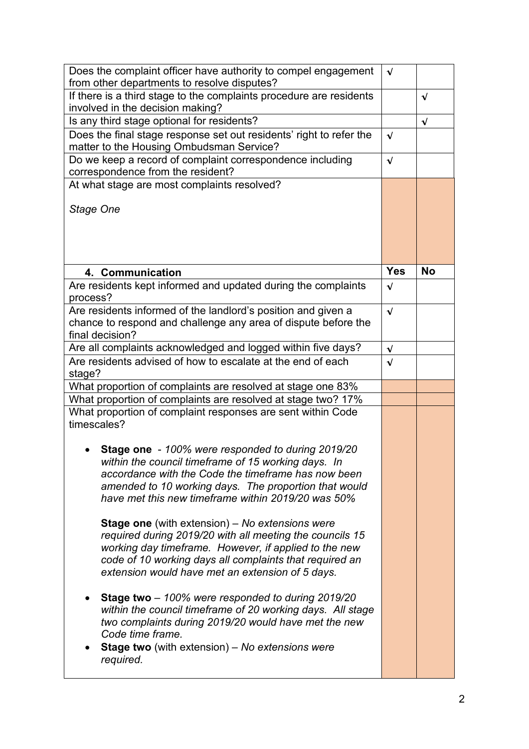| | | |
|---|---|---|
| Does the complaint officer have authority to compel engagement from other departments to resolve disputes? | √ | |
| If there is a third stage to the complaints procedure are residents involved in the decision making? | | √ |
| Is any third stage optional for residents? | | √ |
| Does the final stage response set out residents' right to refer the matter to the Housing Ombudsman Service? | √ | |
| Do we keep a record of complaint correspondence including correspondence from the resident? | √ | |
| At what stage are most complaints resolved?<br><br>*Stage One* | | |

| 4. Communication | Yes | No |
|---|---|---|
| Are residents kept informed and updated during the complaints process? | √ | |
| Are residents informed of the landlord's position and given a chance to respond and challenge any area of dispute before the final decision? | √ | |
| Are all complaints acknowledged and logged within five days? | √ | |
| Are residents advised of how to escalate at the end of each stage? | √ | |
| What proportion of complaints are resolved at stage one 83% | | |
| What proportion of complaints are resolved at stage two? 17% | | |
| What proportion of complaint responses are sent within Code timescales?<br><br>• **Stage one** - *100% were responded to during 2019/20 within the council timeframe of 15 working days. In accordance with the Code the timeframe has now been amended to 10 working days. The proportion that would have met this new timeframe within 2019/20 was 50%*<br><br>**Stage one** (with extension) – *No extensions were required during 2019/20 with all meeting the councils 15 working day timeframe. However, if applied to the new code of 10 working days all complaints that required an extension would have met an extension of 5 days.*<br><br>• **Stage two** – *100% were responded to during 2019/20 within the council timeframe of 20 working days. All stage two complaints during 2019/20 would have met the new Code time frame.*<br>• **Stage two** (with extension) – *No extensions were required.* | | |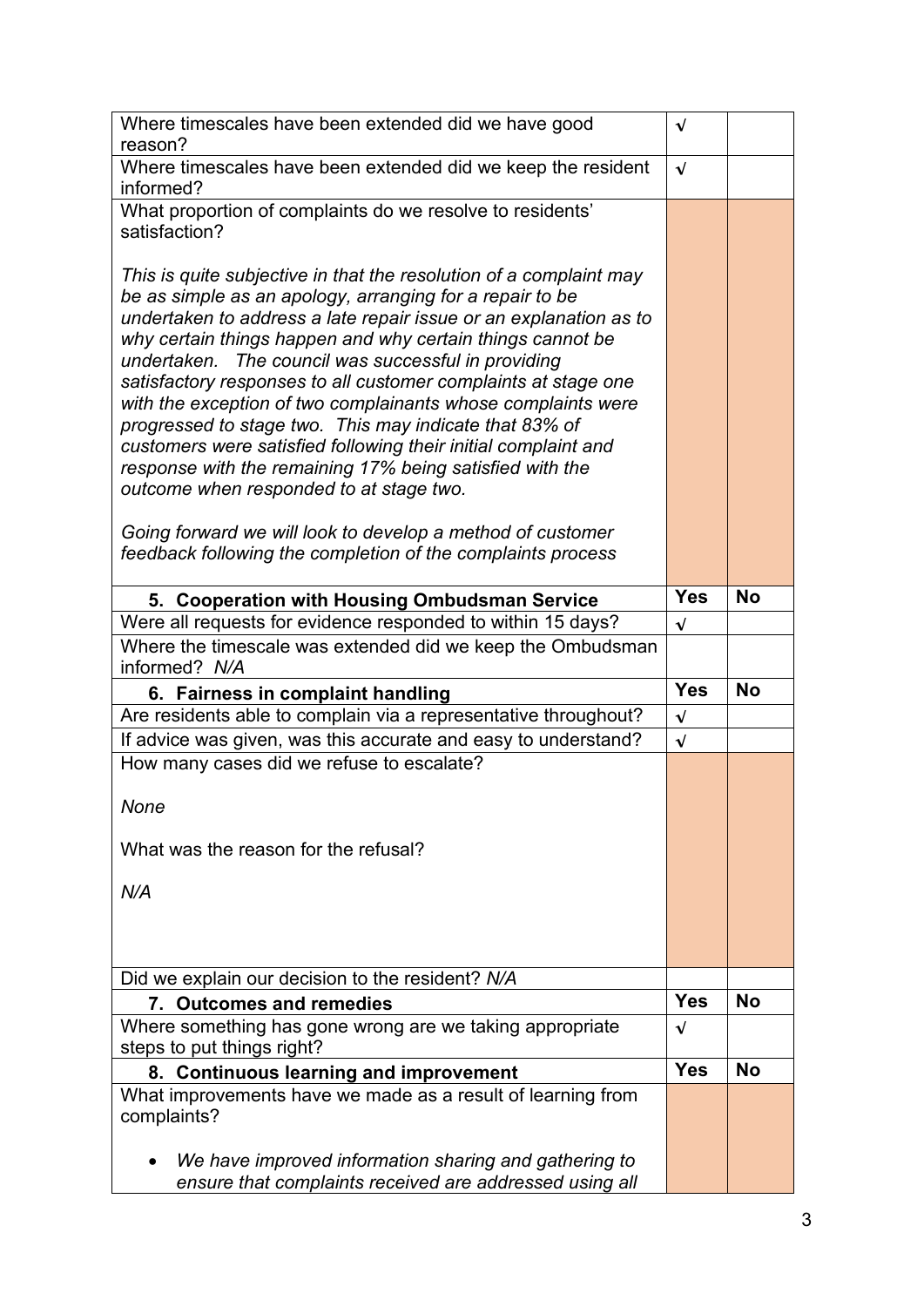| | | |
|---|---|---|
| Where timescales have been extended did we have good reason? | √ | |
| Where timescales have been extended did we keep the resident informed? | √ | |
| What proportion of complaints do we resolve to residents' satisfaction?<br><br>*This is quite subjective in that the resolution of a complaint may be as simple as an apology, arranging for a repair to be undertaken to address a late repair issue or an explanation as to why certain things happen and why certain things cannot be undertaken. The council was successful in providing satisfactory responses to all customer complaints at stage one with the exception of two complainants whose complaints were progressed to stage two. This may indicate that 83% of customers were satisfied following their initial complaint and response with the remaining 17% being satisfied with the outcome when responded to at stage two.*<br><br>*Going forward we will look to develop a method of customer feedback following the completion of the complaints process* | | |
| **5. Cooperation with Housing Ombudsman Service** | **Yes** | **No** |
| Were all requests for evidence responded to within 15 days? | √ | |
| Where the timescale was extended did we keep the Ombudsman informed? *N/A* | | |
| **6. Fairness in complaint handling** | **Yes** | **No** |
| Are residents able to complain via a representative throughout? | √ | |
| If advice was given, was this accurate and easy to understand? | √ | |
| How many cases did we refuse to escalate?<br><br>*None*<br><br>What was the reason for the refusal?<br><br>*N/A* | | |
| Did we explain our decision to the resident? *N/A* | | |
| **7. Outcomes and remedies** | **Yes** | **No** |
| Where something has gone wrong are we taking appropriate steps to put things right? | √ | |
| **8. Continuous learning and improvement** | **Yes** | **No** |
| What improvements have we made as a result of learning from complaints?<br><br>• *We have improved information sharing and gathering to ensure that complaints received are addressed using all* | | |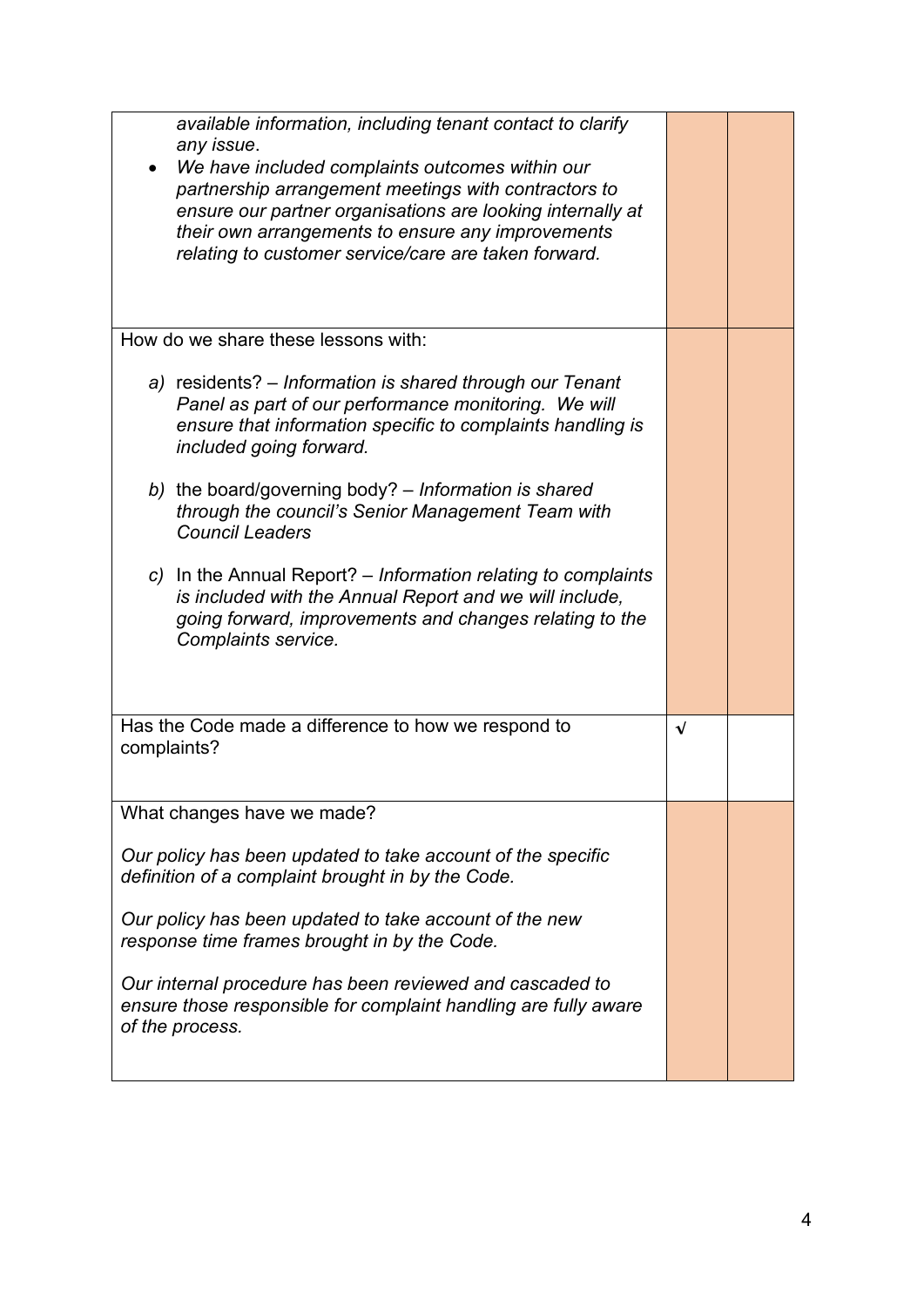| | | |
|---|---|---|
| *available information, including tenant contact to clarify any issue*.<br>• *We have included complaints outcomes within our partnership arrangement meetings with contractors to ensure our partner organisations are looking internally at their own arrangements to ensure any improvements relating to customer service/care are taken forward.* | | |
| How do we share these lessons with:<br><br>a) residents? – *Information is shared through our Tenant Panel as part of our performance monitoring. We will ensure that information specific to complaints handling is included going forward.*<br><br>b) the board/governing body? – *Information is shared through the council's Senior Management Team with Council Leaders*<br><br>c) In the Annual Report? – *Information relating to complaints is included with the Annual Report and we will include, going forward, improvements and changes relating to the Complaints service.* | | |
| Has the Code made a difference to how we respond to complaints? | √ | |
| What changes have we made?<br><br>*Our policy has been updated to take account of the specific definition of a complaint brought in by the Code.*<br><br>*Our policy has been updated to take account of the new response time frames brought in by the Code.*<br><br>*Our internal procedure has been reviewed and cascaded to ensure those responsible for complaint handling are fully aware of the process.* | | |